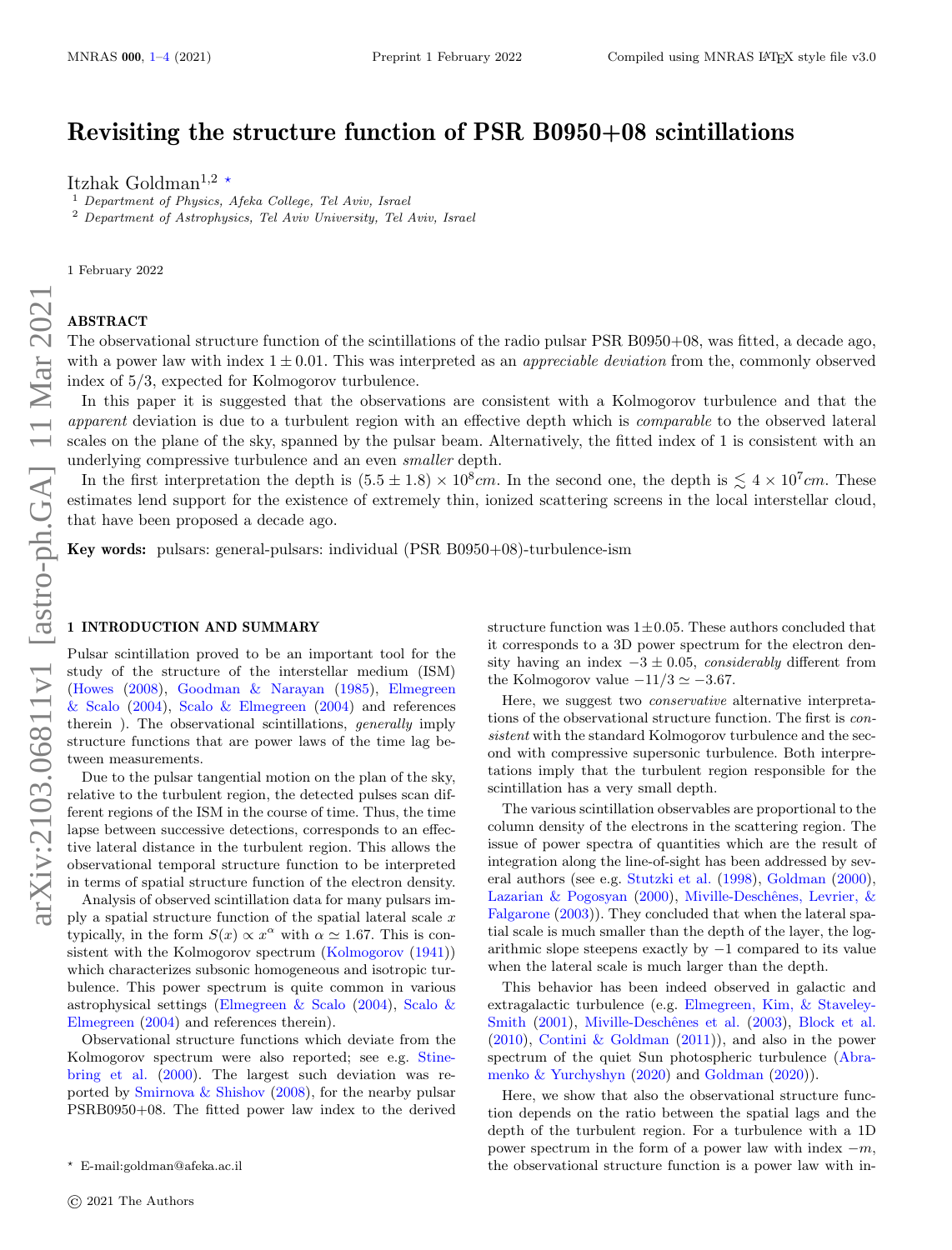# Revisiting the structure function of PSR B0950+08 scintillations

Itzhak Goldman[1,2 ⋆]

[1] *Department of Physics, Afeka College, Tel Aviv, Israel*
[2] *Department of Astrophysics, Tel Aviv University, Tel Aviv, Israel*

1 February 2022

## ABSTRACT

The observational structure function of the scintillations of the radio pulsar PSR B0950+08, was fitted, a decade ago, with a power law with index $1 \pm 0.01$. This was interpreted as an *appreciable deviation* from the, commonly observed index of 5/3, expected for Kolmogorov turbulence.

In this paper it is suggested that the observations are consistent with a Kolmogorov turbulence and that the *apparent* deviation is due to a turbulent region with an effective depth which is *comparable* to the observed lateral scales on the plane of the sky, spanned by the pulsar beam. Alternatively, the fitted index of 1 is consistent with an underlying compressive turbulence and an even *smaller* depth.

In the first interpretation the depth is $(5.5 \pm 1.8) \times 10^8 cm$. In the second one, the depth is $\lesssim 4 \times 10^7 cm$. These estimates lend support for the existence of extremely thin, ionized scattering screens in the local interstellar cloud, that have been proposed a decade ago.

**Key words:** pulsars: general-pulsars: individual (PSR B0950+08)-turbulence-ism

## 1 INTRODUCTION AND SUMMARY

Pulsar scintillation proved to be an important tool for the study of the structure of the interstellar medium (ISM) (Howes (2008), Goodman & Narayan (1985), Elmegreen & Scalo (2004), Scalo & Elmegreen (2004) and references therein ). The observational scintillations, *generally* imply structure functions that are power laws of the time lag between measurements.

Due to the pulsar tangential motion on the plan of the sky, relative to the turbulent region, the detected pulses scan different regions of the ISM in the course of time. Thus, the time lapse between successive detections, corresponds to an effective lateral distance in the turbulent region. This allows the observational temporal structure function to be interpreted in terms of spatial structure function of the electron density.

Analysis of observed scintillation data for many pulsars imply a spatial structure function of the spatial lateral scale $x$ typically, in the form $S(x) \propto x^{\alpha}$ with $\alpha \simeq 1.67$. This is consistent with the Kolmogorov spectrum (Kolmogorov (1941)) which characterizes subsonic homogeneous and isotropic turbulence. This power spectrum is quite common in various astrophysical settings (Elmegreen & Scalo (2004), Scalo & Elmegreen (2004) and references therein).

Observational structure functions which deviate from the Kolmogorov spectrum were also reported; see e.g. Stinebring et al. (2000). The largest such deviation was reported by Smirnova & Shishov (2008), for the nearby pulsar PSRB0950+08. The fitted power law index to the derived structure function was $1 \pm 0.05$. These authors concluded that it corresponds to a 3D power spectrum for the electron density having an index $-3 \pm 0.05$, *considerably* different from the Kolmogorov value $-11/3 \simeq -3.67$.

Here, we suggest two *conservative* alternative interpretations of the observational structure function. The first is *consistent* with the standard Kolmogorov turbulence and the second with compressive supersonic turbulence. Both interpretations imply that the turbulent region responsible for the scintillation has a very small depth.

The various scintillation observables are proportional to the column density of the electrons in the scattering region. The issue of power spectra of quantities which are the result of integration along the line-of-sight has been addressed by several authors (see e.g. Stutzki et al. (1998), Goldman (2000), Lazarian & Pogosyan (2000), Miville-Deschênes, Levrier, & Falgarone (2003)). They concluded that when the lateral spatial scale is much smaller than the depth of the layer, the logarithmic slope steepens exactly by $-1$ compared to its value when the lateral scale is much larger than the depth.

This behavior has been indeed observed in galactic and extragalactic turbulence (e.g. Elmegreen, Kim, & Staveley-Smith (2001), Miville-Deschênes et al. (2003), Block et al. (2010), Contini & Goldman (2011)), and also in the power spectrum of the quiet Sun photospheric turbulence (Abramenko & Yurchyshyn (2020) and Goldman (2020)).

Here, we show that also the observational structure function depends on the ratio between the spatial lags and the depth of the turbulent region. For a turbulence with a 1D power spectrum in the form of a power law with index $-m$, the observational structure function is a power law with in-

⋆ E-mail:goldman@afeka.ac.il

© 2021 The Authors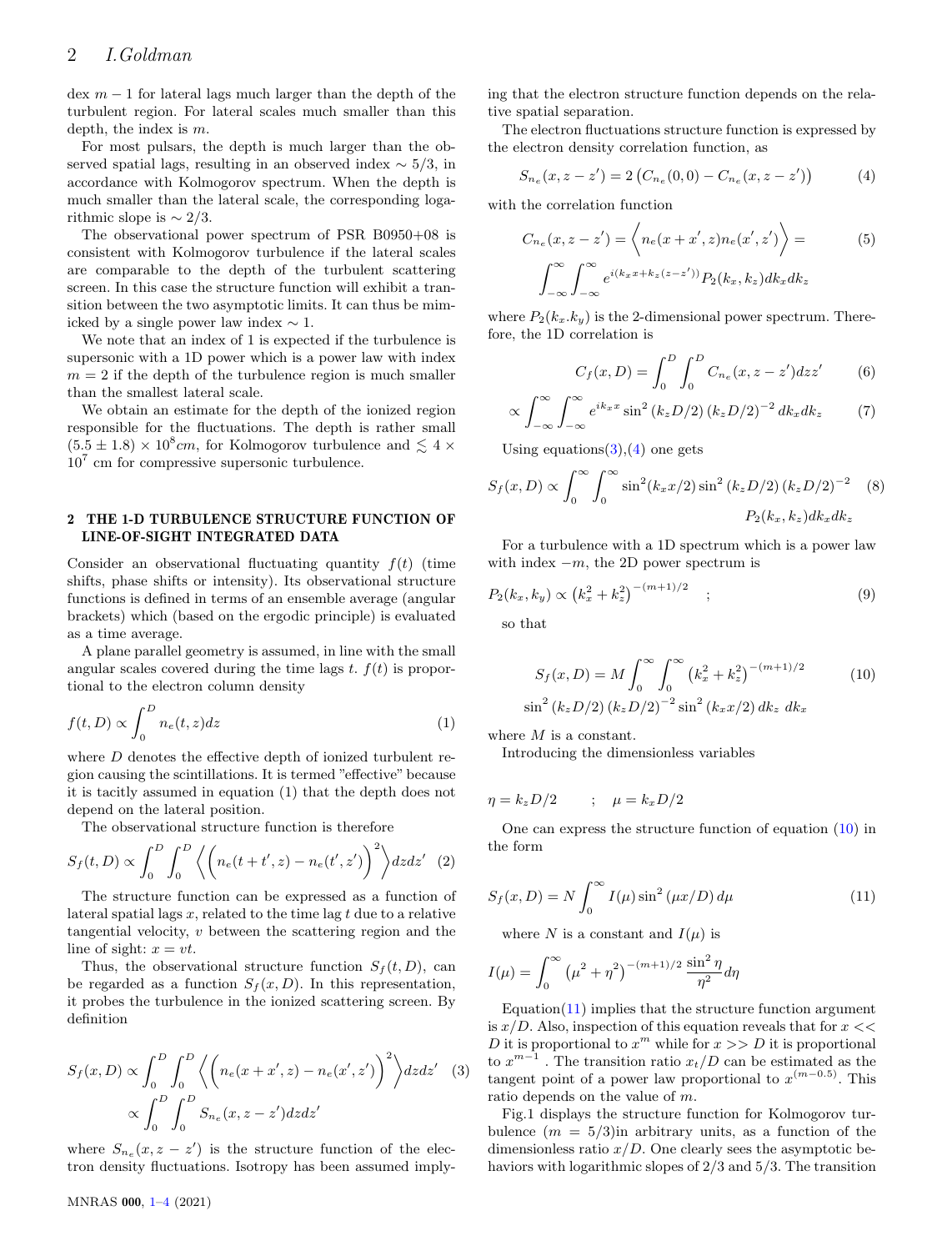dex $m-1$ for lateral lags much larger than the depth of the turbulent region. For lateral scales much smaller than this depth, the index is $m$.

For most pulsars, the depth is much larger than the observed spatial lags, resulting in an observed index $\sim 5/3$, in accordance with Kolmogorov spectrum. When the depth is much smaller than the lateral scale, the corresponding logarithmic slope is $\sim 2/3$.

The observational power spectrum of PSR B0950+08 is consistent with Kolmogorov turbulence if the lateral scales are comparable to the depth of the turbulent scattering screen. In this case the structure function will exhibit a transition between the two asymptotic limits. It can thus be mimicked by a single power law index $\sim 1$.

We note that an index of 1 is expected if the turbulence is supersonic with a 1D power which is a power law with index $m=2$ if the depth of the turbulence region is much smaller than the smallest lateral scale.

We obtain an estimate for the depth of the ionized region responsible for the fluctuations. The depth is rather small $(5.5 \pm 1.8) \times 10^{8} cm$, for Kolmogorov turbulence and $\lesssim 4 \times 10^{7}$ cm for compressive supersonic turbulence.

## 2 THE 1-D TURBULENCE STRUCTURE FUNCTION OF LINE-OF-SIGHT INTEGRATED DATA

Consider an observational fluctuating quantity $f(t)$ (time shifts, phase shifts or intensity). Its observational structure functions is defined in terms of an ensemble average (angular brackets) which (based on the ergodic principle) is evaluated as a time average.

A plane parallel geometry is assumed, in line with the small angular scales covered during the time lags $t$. $f(t)$ is proportional to the electron column density

$$f(t,D) \propto \int_0^D n_e(t,z)dz \tag{1}$$

where $D$ denotes the effective depth of ionized turbulent region causing the scintillations. It is termed "effective" because it is tacitly assumed in equation (1) that the depth does not depend on the lateral position.

The observational structure function is therefore

$$S_f(t,D) \propto \int_0^D \int_0^D \left\langle \Big( n_e(t+t',z) - n_e(t',z') \Big)^2 \right\rangle dz dz' \tag{2}$$

The structure function can be expressed as a function of lateral spatial lags $x$, related to the time lag $t$ due to a relative tangential velocity, $v$ between the scattering region and the line of sight: $x = vt$.

Thus, the observational structure function $S_f(t,D)$, can be regarded as a function $S_f(x,D)$. In this representation, it probes the turbulence in the ionized scattering screen. By definition

$$\begin{aligned} S_f(x,D) &\propto \int_0^D \int_0^D \left\langle \Big( n_e(x+x',z) - n_e(x',z') \Big)^2 \right\rangle dz dz' \\ &\propto \int_0^D \int_0^D S_{n_e}(x, z-z') dz dz' \end{aligned} \tag{3}$$

where $S_{n_e}(x,z-z')$ is the structure function of the electron density fluctuations. Isotropy has been assumed implying that the electron structure function depends on the relative spatial separation.

The electron fluctuations structure function is expressed by the electron density correlation function, as

$$S_{n_e}(x, z-z') = 2\left( C_{n_e}(0,0) - C_{n_e}(x,z-z') \right) \tag{4}$$

with the correlation function

$$\begin{aligned} C_{n_e}(x,z-z') &= \left\langle n_e(x+x',z) n_e(x',z') \right\rangle = \\ &\int_{-\infty}^{\infty}\int_{-\infty}^{\infty} e^{i(k_x x + k_z(z-z'))} P_2(k_x,k_z) dk_x dk_z \end{aligned} \tag{5}$$

where $P_2(k_x.k_y)$ is the 2-dimensional power spectrum. Therefore, the 1D correlation is

$$C_f(x,D) = \int_0^D \int_0^D C_{n_e}(x,z-z') dz z' \tag{6}$$

$$\propto \int_{-\infty}^{\infty}\int_{-\infty}^{\infty} e^{ik_x x} \sin^2(k_z D/2)\,(k_z D/2)^{-2}\, dk_x dk_z \tag{7}$$

Using equations(3),(4) one gets

$$\begin{aligned} S_f(x,D) \propto \int_0^{\infty}\int_0^{\infty} \sin^2(k_x x/2) \sin^2(k_z D/2)\,(k_z D/2)^{-2} \\ P_2(k_x,k_z) dk_x dk_z \end{aligned} \tag{8}$$

For a turbulence with a 1D spectrum which is a power law with index $-m$, the 2D power spectrum is

$$P_2(k_x,k_y) \propto \left(k_x^2 + k_z^2\right)^{-(m+1)/2} \quad ; \tag{9}$$

so that

$$\begin{aligned} S_f(x,D) = M \int_0^{\infty}\int_0^{\infty} \left(k_x^2 + k_z^2\right)^{-(m+1)/2} \\ \sin^2(k_z D/2)\,(k_z D/2)^{-2} \sin^2(k_x x/2)\, dk_z \; dk_x \end{aligned} \tag{10}$$

where $M$ is a constant.

Introducing the dimensionless variables

$$\eta = k_z D/2 \quad ; \quad \mu = k_x D/2$$

One can express the structure function of equation (10) in the form

$$S_f(x,D) = N \int_0^{\infty} I(\mu) \sin^2(\mu x/D)\, d\mu \tag{11}$$

where $N$ is a constant and $I(\mu)$ is

$$I(\mu) = \int_0^{\infty} \left(\mu^2 + \eta^2\right)^{-(m+1)/2} \frac{\sin^2 \eta}{\eta^2} d\eta$$

Equation(11) implies that the structure function argument is $x/D$. Also, inspection of this equation reveals that for $x << D$ it is proportional to $x^m$ while for $x >> D$ it is proportional to $x^{m-1}$. The transition ratio $x_t/D$ can be estimated as the tangent point of a power law proportional to $x^{(m-0.5)}$. This ratio depends on the value of $m$.

Fig.1 displays the structure function for Kolmogorov turbulence ($m = 5/3$)in arbitrary units, as a function of the dimensionless ratio $x/D$. One clearly sees the asymptotic behaviors with logarithmic slopes of 2/3 and 5/3. The transition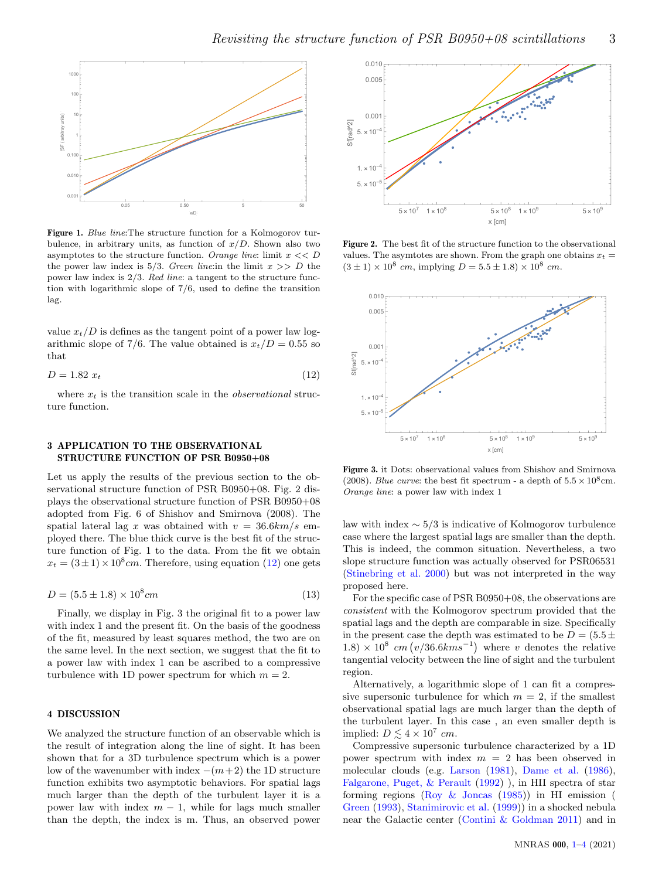**Figure 1.** *Blue line*:The structure function for a Kolmogorov turbulence, in arbitrary units, as function of $x/D$. Shown also two asymptotes to the structure function. *Orange line*: limit $x << D$ the power law index is 5/3. *Green line*:in the limit $x >> D$ the power law index is 2/3. *Red line*: a tangent to the structure function with logarithmic slope of 7/6, used to define the transition lag.

value $x_t/D$ is defines as the tangent point of a power law logarithmic slope of 7/6. The value obtained is $x_t/D = 0.55$ so that

$$D = 1.82\ x_t \tag{12}$$

where $x_t$ is the transition scale in the *observational* structure function.

## 3 APPLICATION TO THE OBSERVATIONAL STRUCTURE FUNCTION OF PSR B0950+08

Let us apply the results of the previous section to the observational structure function of PSR B0950+08. Fig. 2 displays the observational structure function of PSR B0950+08 adopted from Fig. 6 of Shishov and Smirnova (2008). The spatial lateral lag $x$ was obtained with $v = 36.6 km/s$ employed there. The blue thick curve is the best fit of the structure function of Fig. 1 to the data. From the fit we obtain $x_t = (3 \pm 1) \times 10^8 cm$. Therefore, using equation (12) one gets

$$D = (5.5 \pm 1.8) \times 10^8 cm \tag{13}$$

Finally, we display in Fig. 3 the original fit to a power law with index 1 and the present fit. On the basis of the goodness of the fit, measured by least squares method, the two are on the same level. In the next section, we suggest that the fit to a power law with index 1 can be ascribed to a compressive turbulence with 1D power spectrum for which $m = 2$.

## 4 DISCUSSION

We analyzed the structure function of an observable which is the result of integration along the line of sight. It has been shown that for a 3D turbulence spectrum which is a power low of the wavenumber with index $-(m+2)$ the 1D structure function exhibits two asymptotic behaviors. For spatial lags much larger than the depth of the turbulent layer it is a power law with index $m - 1$, while for lags much smaller than the depth, the index is m. Thus, an observed power

**Figure 2.** The best fit of the structure function to the observational values. The asymtotes are shown. From the graph one obtains $x_t = (3 \pm 1) \times 10^8\ cm$, implying $D = 5.5 \pm 1.8) \times 10^8\ cm$.

**Figure 3.** it Dots: observational values from Shishov and Smirnova (2008). *Blue curve*: the best fit spectrum - a depth of $5.5 \times 10^8$cm. *Orange line*: a power law with index 1

law with index $\sim 5/3$ is indicative of Kolmogorov turbulence case where the largest spatial lags are smaller than the depth. This is indeed, the common situation. Nevertheless, a two slope structure function was actually observed for PSR06531 (Stinebring et al. 2000) but was not interpreted in the way proposed here.

For the specific case of PSR B0950+08, the observations are *consistent* with the Kolmogorov spectrum provided that the spatial lags and the depth are comparable in size. Specifically in the present case the depth was estimated to be $D = (5.5 \pm 1.8) \times 10^8\ cm\,(v/36.6 kms^{-1})$ where $v$ denotes the relative tangential velocity between the line of sight and the turbulent region.

Alternatively, a logarithmic slope of 1 can fit a compressive supersonic turbulence for which $m = 2$, if the smallest observational spatial lags are much larger than the depth of the turbulent layer. In this case , an even smaller depth is implied: $D \lesssim 4 \times 10^7\ cm$.

Compressive supersonic turbulence characterized by a 1D power spectrum with index $m = 2$ has been observed in molecular clouds (e.g. Larson (1981), Dame et al. (1986), Falgarone, Puget, & Perault (1992) ), in HII spectra of star forming regions (Roy & Joncas (1985)) in HI emission ( Green (1993), Stanimirovic et al. (1999)) in a shocked nebula near the Galactic center (Contini & Goldman 2011) and in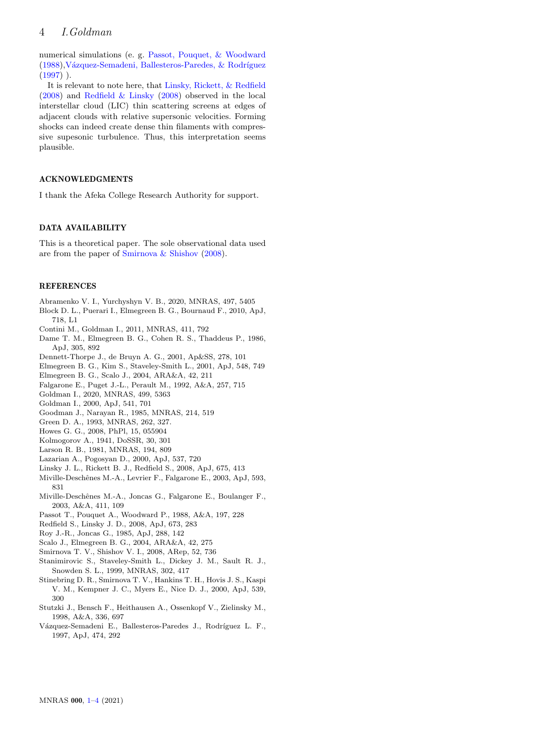numerical simulations (e. g. Passot, Pouquet, & Woodward (1988),Vázquez-Semadeni, Ballesteros-Paredes, & Rodríguez (1997) ).

It is relevant to note here, that Linsky, Rickett, & Redfield (2008) and Redfield & Linsky (2008) observed in the local interstellar cloud (LIC) thin scattering screens at edges of adjacent clouds with relative supersonic velocities. Forming shocks can indeed create dense thin filaments with compressive supesonic turbulence. Thus, this interpretation seems plausible.

## ACKNOWLEDGMENTS

I thank the Afeka College Research Authority for support.

## DATA AVAILABILITY

This is a theoretical paper. The sole observational data used are from the paper of Smirnova & Shishov (2008).

## REFERENCES

Abramenko V. I., Yurchyshyn V. B., 2020, MNRAS, 497, 5405

Block D. L., Puerari I., Elmegreen B. G., Bournaud F., 2010, ApJ, 718, L1

Contini M., Goldman I., 2011, MNRAS, 411, 792

Dame T. M., Elmegreen B. G., Cohen R. S., Thaddeus P., 1986, ApJ, 305, 892

Dennett-Thorpe J., de Bruyn A. G., 2001, Ap&SS, 278, 101

Elmegreen B. G., Kim S., Staveley-Smith L., 2001, ApJ, 548, 749

Elmegreen B. G., Scalo J., 2004, ARA&A, 42, 211

Falgarone E., Puget J.-L., Perault M., 1992, A&A, 257, 715

Goldman I., 2020, MNRAS, 499, 5363

Goldman I., 2000, ApJ, 541, 701

Goodman J., Narayan R., 1985, MNRAS, 214, 519

Green D. A., 1993, MNRAS, 262, 327.

Howes G. G., 2008, PhPl, 15, 055904

Kolmogorov A., 1941, DoSSR, 30, 301

Larson R. B., 1981, MNRAS, 194, 809

Lazarian A., Pogosyan D., 2000, ApJ, 537, 720

Linsky J. L., Rickett B. J., Redfield S., 2008, ApJ, 675, 413

Miville-Deschênes M.-A., Levrier F., Falgarone E., 2003, ApJ, 593, 831

Miville-Deschênes M.-A., Joncas G., Falgarone E., Boulanger F., 2003, A&A, 411, 109

Passot T., Pouquet A., Woodward P., 1988, A&A, 197, 228

Redfield S., Linsky J. D., 2008, ApJ, 673, 283

Roy J.-R., Joncas G., 1985, ApJ, 288, 142

Scalo J., Elmegreen B. G., 2004, ARA&A, 42, 275

Smirnova T. V., Shishov V. I., 2008, ARep, 52, 736

Stanimirovic S., Staveley-Smith L., Dickey J. M., Sault R. J., Snowden S. L., 1999, MNRAS, 302, 417

Stinebring D. R., Smirnova T. V., Hankins T. H., Hovis J. S., Kaspi V. M., Kempner J. C., Myers E., Nice D. J., 2000, ApJ, 539, 300

Stutzki J., Bensch F., Heithausen A., Ossenkopf V., Zielinsky M., 1998, A&A, 336, 697

Vázquez-Semadeni E., Ballesteros-Paredes J., Rodríguez L. F., 1997, ApJ, 474, 292